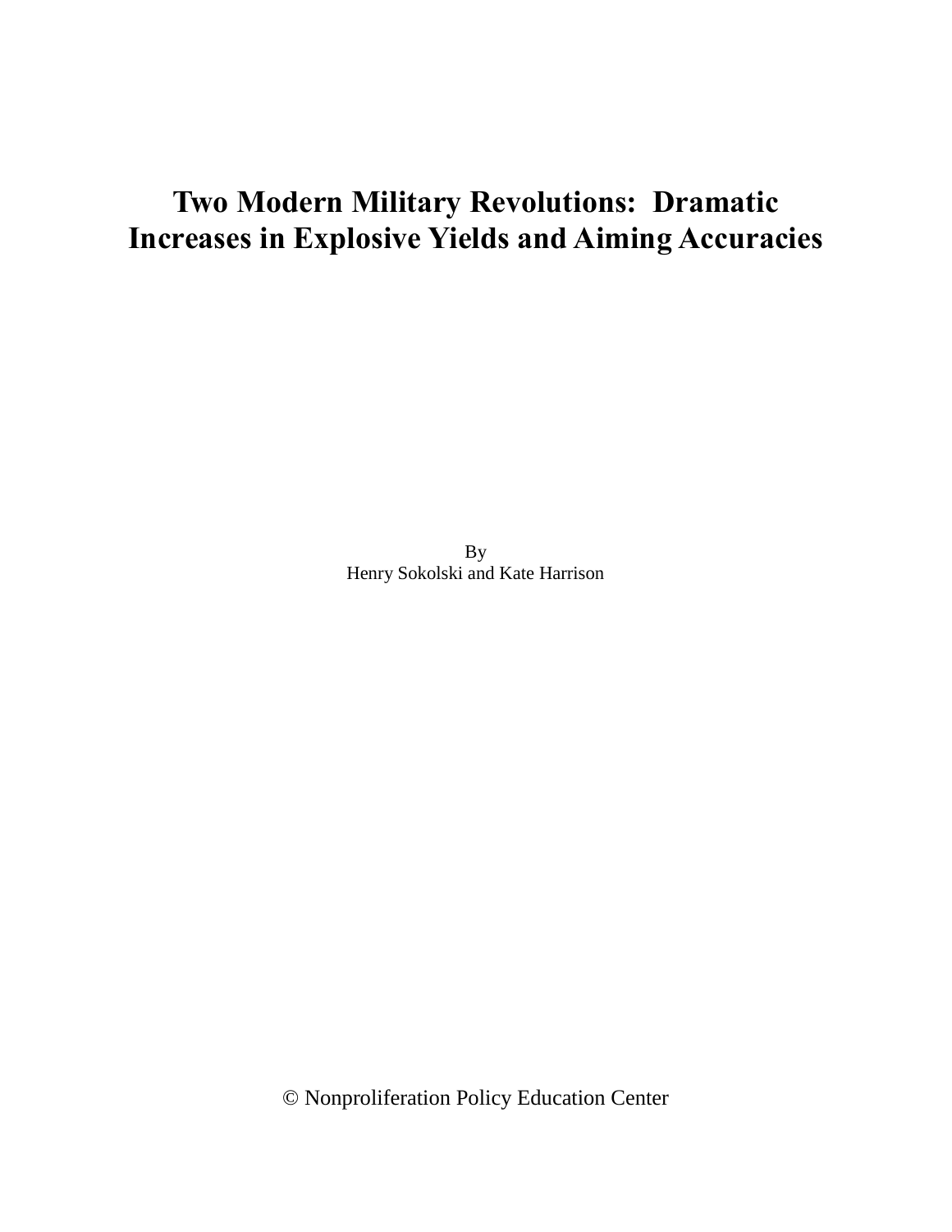# Two Modern Military Revolutions: Dramatic Increases in Explosive Yields and Aiming Accuracies

By
Henry Sokolski and Kate Harrison

© Nonproliferation Policy Education Center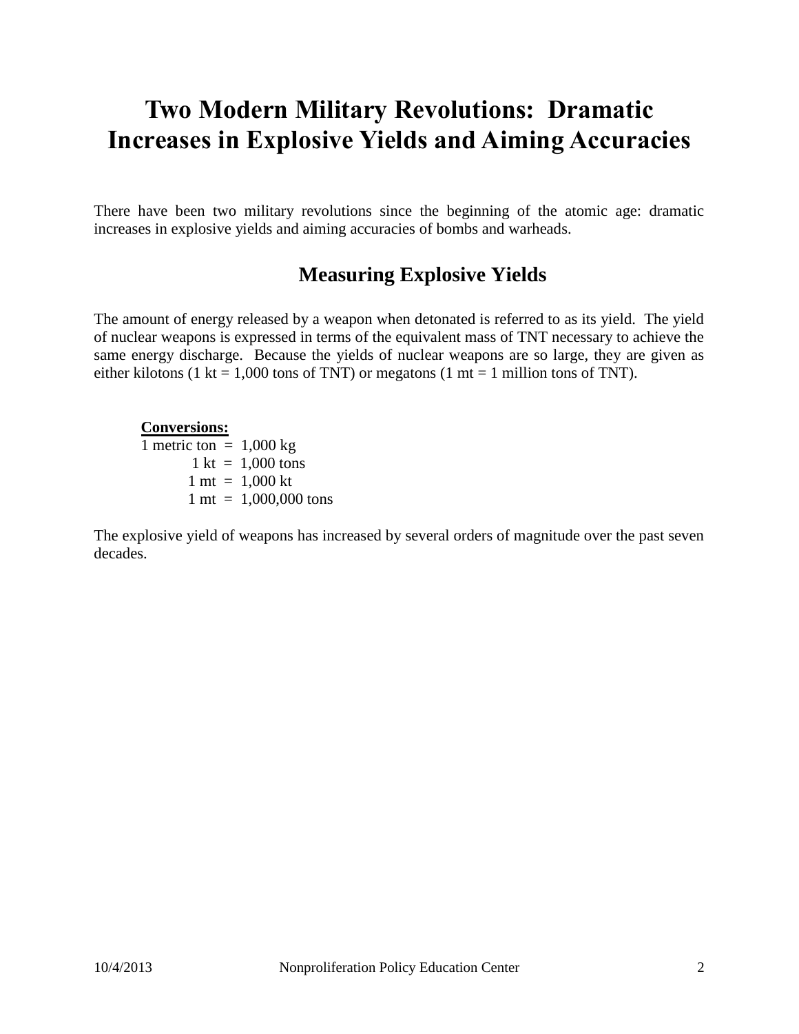# Two Modern Military Revolutions: Dramatic Increases in Explosive Yields and Aiming Accuracies

There have been two military revolutions since the beginning of the atomic age: dramatic increases in explosive yields and aiming accuracies of bombs and warheads.

## Measuring Explosive Yields

The amount of energy released by a weapon when detonated is referred to as its yield. The yield of nuclear weapons is expressed in terms of the equivalent mass of TNT necessary to achieve the same energy discharge. Because the yields of nuclear weapons are so large, they are given as either kilotons (1 kt = 1,000 tons of TNT) or megatons (1 mt = 1 million tons of TNT).

**Conversions:**

1 metric ton = 1,000 kg
1 kt = 1,000 tons
1 mt = 1,000 kt
1 mt = 1,000,000 tons

The explosive yield of weapons has increased by several orders of magnitude over the past seven decades.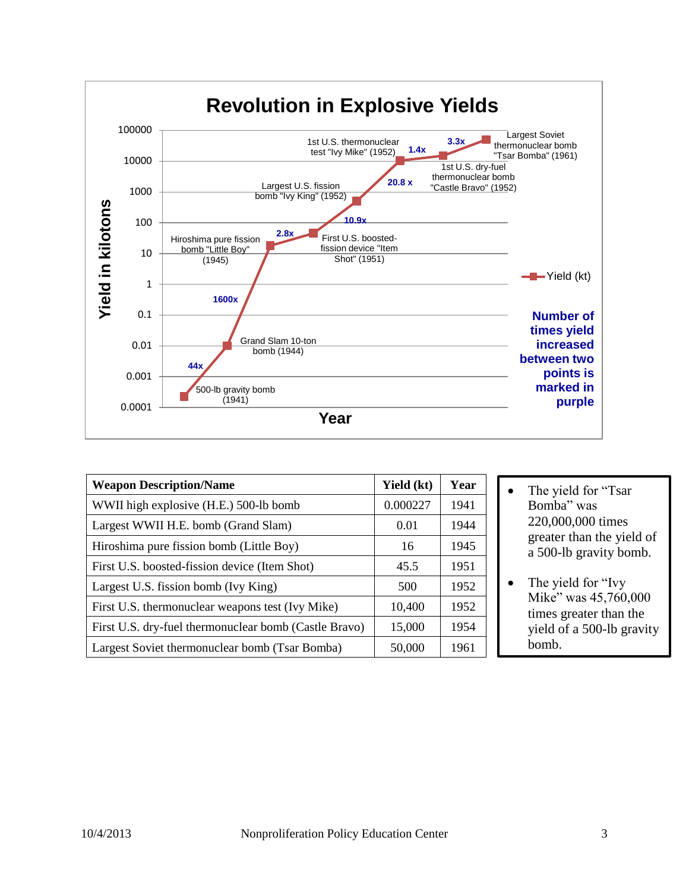**Revolution in Explosive Yields**

Yield in kilotons (log scale, 0.0001 to 100000) vs. Year

- 500-lb gravity bomb (1941)
- 44x
- Grand Slam 10-ton bomb (1944)
- 1600x
- Hiroshima pure fission bomb "Little Boy" (1945)
- 2.8x
- First U.S. boosted-fission device "Item Shot" (1951)
- 10.9x
- Largest U.S. fission bomb "Ivy King" (1952)
- 20.8 x
- 1st U.S. thermonuclear test "Ivy Mike" (1952)
- 1.4x
- 1st U.S. dry-fuel thermonuclear bomb "Castle Bravo" (1952)
- 3.3x
- Largest Soviet thermonuclear bomb "Tsar Bomba" (1961)

Legend: Yield (kt)

Number of times yield increased between two points is marked in purple

| Weapon Description/Name | Yield (kt) | Year |
|---|---|---|
| WWII high explosive (H.E.) 500-lb bomb | 0.000227 | 1941 |
| Largest WWII H.E. bomb (Grand Slam) | 0.01 | 1944 |
| Hiroshima pure fission bomb (Little Boy) | 16 | 1945 |
| First U.S. boosted-fission device (Item Shot) | 45.5 | 1951 |
| Largest U.S. fission bomb (Ivy King) | 500 | 1952 |
| First U.S. thermonuclear weapons test (Ivy Mike) | 10,400 | 1952 |
| First U.S. dry-fuel thermonuclear bomb (Castle Bravo) | 15,000 | 1954 |
| Largest Soviet thermonuclear bomb (Tsar Bomba) | 50,000 | 1961 |

- The yield for "Tsar Bomba" was 220,000,000 times greater than the yield of a 500-lb gravity bomb.
- The yield for "Ivy Mike" was 45,760,000 times greater than the yield of a 500-lb gravity bomb.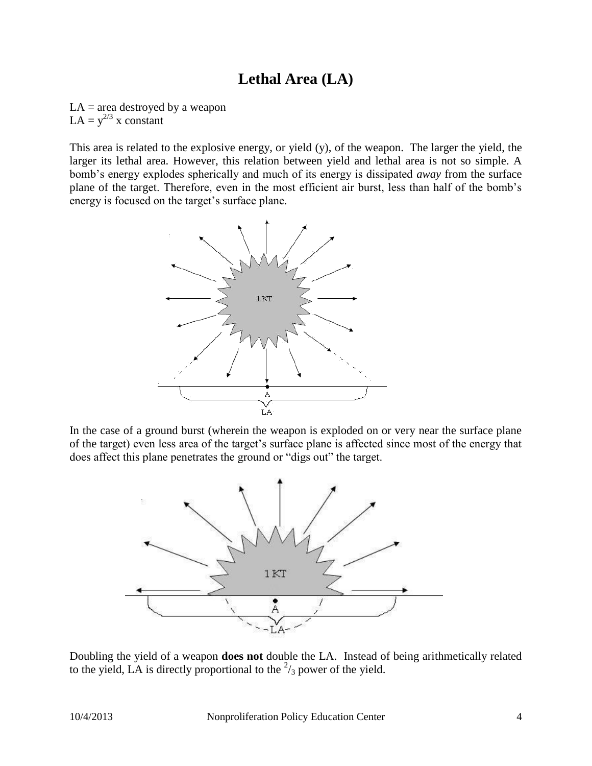# Lethal Area (LA)

LA = area destroyed by a weapon
LA = $y^{2/3}$ x constant

This area is related to the explosive energy, or yield (y), of the weapon. The larger the yield, the larger its lethal area. However, this relation between yield and lethal area is not so simple. A bomb's energy explodes spherically and much of its energy is dissipated *away* from the surface plane of the target. Therefore, even in the most efficient air burst, less than half of the bomb's energy is focused on the target's surface plane.

In the case of a ground burst (wherein the weapon is exploded on or very near the surface plane of the target) even less area of the target's surface plane is affected since most of the energy that does affect this plane penetrates the ground or "digs out" the target.

Doubling the yield of a weapon **does not** double the LA. Instead of being arithmetically related to the yield, LA is directly proportional to the $^2/_3$ power of the yield.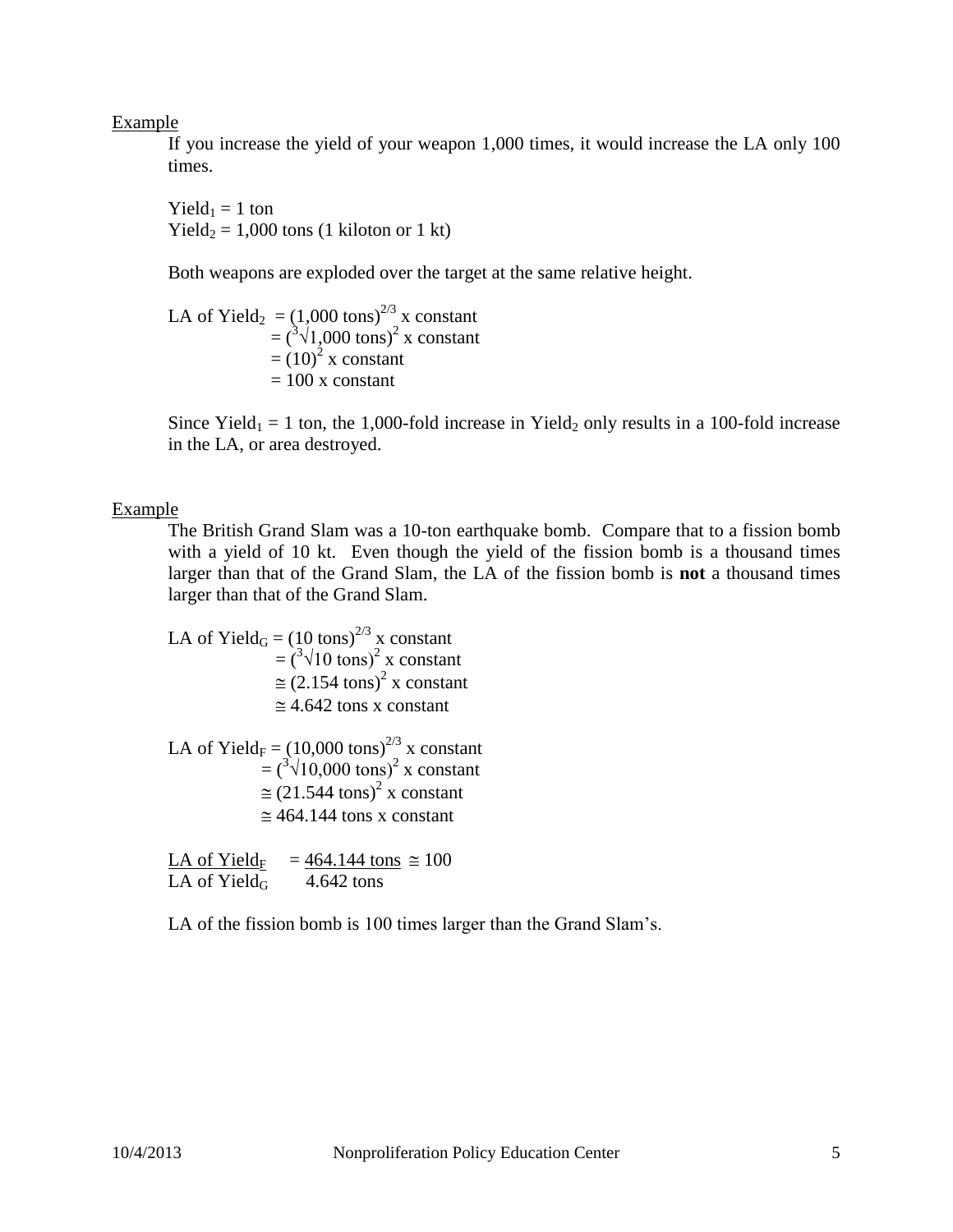Example

If you increase the yield of your weapon 1,000 times, it would increase the LA only 100 times.

$\text{Yield}_1$ = 1 ton
$\text{Yield}_2$ = 1,000 tons (1 kiloton or 1 kt)

Both weapons are exploded over the target at the same relative height.

$$
\begin{aligned}
\text{LA of Yield}_2 &= (1{,}000 \text{ tons})^{2/3} \text{ x constant} \\
&= (\sqrt[3]{1{,}000 \text{ tons}})^2 \text{ x constant} \\
&= (10)^2 \text{ x constant} \\
&= 100 \text{ x constant}
\end{aligned}
$$

Since $\text{Yield}_1$ = 1 ton, the 1,000-fold increase in $\text{Yield}_2$ only results in a 100-fold increase in the LA, or area destroyed.

Example

The British Grand Slam was a 10-ton earthquake bomb. Compare that to a fission bomb with a yield of 10 kt. Even though the yield of the fission bomb is a thousand times larger than that of the Grand Slam, the LA of the fission bomb is **not** a thousand times larger than that of the Grand Slam.

$$
\begin{aligned}
\text{LA of Yield}_G &= (10 \text{ tons})^{2/3} \text{ x constant} \\
&= (\sqrt[3]{10 \text{ tons}})^2 \text{ x constant} \\
&\cong (2.154 \text{ tons})^2 \text{ x constant} \\
&\cong 4.642 \text{ tons x constant}
\end{aligned}
$$

$$
\begin{aligned}
\text{LA of Yield}_F &= (10{,}000 \text{ tons})^{2/3} \text{ x constant} \\
&= (\sqrt[3]{10{,}000 \text{ tons}})^2 \text{ x constant} \\
&\cong (21.544 \text{ tons})^2 \text{ x constant} \\
&\cong 464.144 \text{ tons x constant}
\end{aligned}
$$

$$
\frac{\text{LA of Yield}_F}{\text{LA of Yield}_G} = \frac{464.144 \text{ tons}}{4.642 \text{ tons}} \cong 100
$$

LA of the fission bomb is 100 times larger than the Grand Slam's.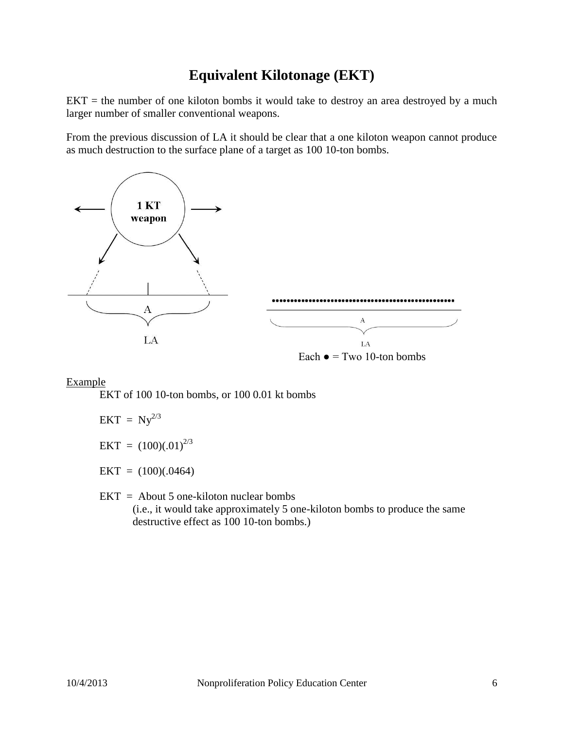# Equivalent Kilotonage (EKT)

EKT = the number of one kiloton bombs it would take to destroy an area destroyed by a much larger number of smaller conventional weapons.

From the previous discussion of LA it should be clear that a one kiloton weapon cannot produce as much destruction to the surface plane of a target as 100 10-ton bombs.

1 KT weapon

A

LA

A

LA

Each ● = Two 10-ton bombs

<u>Example</u>

EKT of 100 10-ton bombs, or 100 0.01 kt bombs

$EKT = Ny^{2/3}$

$EKT = (100)(.01)^{2/3}$

$EKT = (100)(.0464)$

EKT = About 5 one-kiloton nuclear bombs
(i.e., it would take approximately 5 one-kiloton bombs to produce the same destructive effect as 100 10-ton bombs.)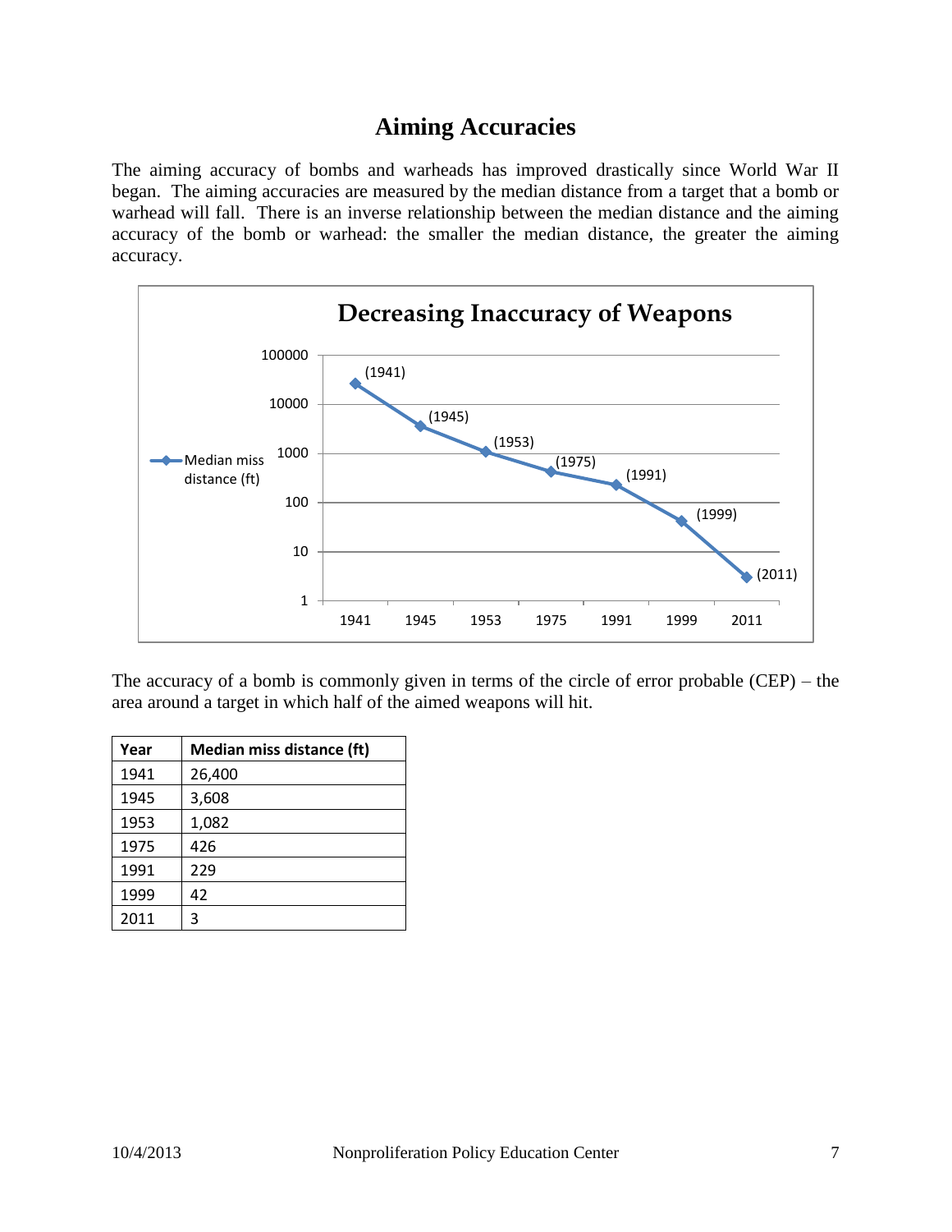# Aiming Accuracies

The aiming accuracy of bombs and warheads has improved drastically since World War II began. The aiming accuracies are measured by the median distance from a target that a bomb or warhead will fall. There is an inverse relationship between the median distance and the aiming accuracy of the bomb or warhead: the smaller the median distance, the greater the aiming accuracy.

The accuracy of a bomb is commonly given in terms of the circle of error probable (CEP) – the area around a target in which half of the aimed weapons will hit.

| Year | Median miss distance (ft) |
|---|---|
| 1941 | 26,400 |
| 1945 | 3,608 |
| 1953 | 1,082 |
| 1975 | 426 |
| 1991 | 229 |
| 1999 | 42 |
| 2011 | 3 |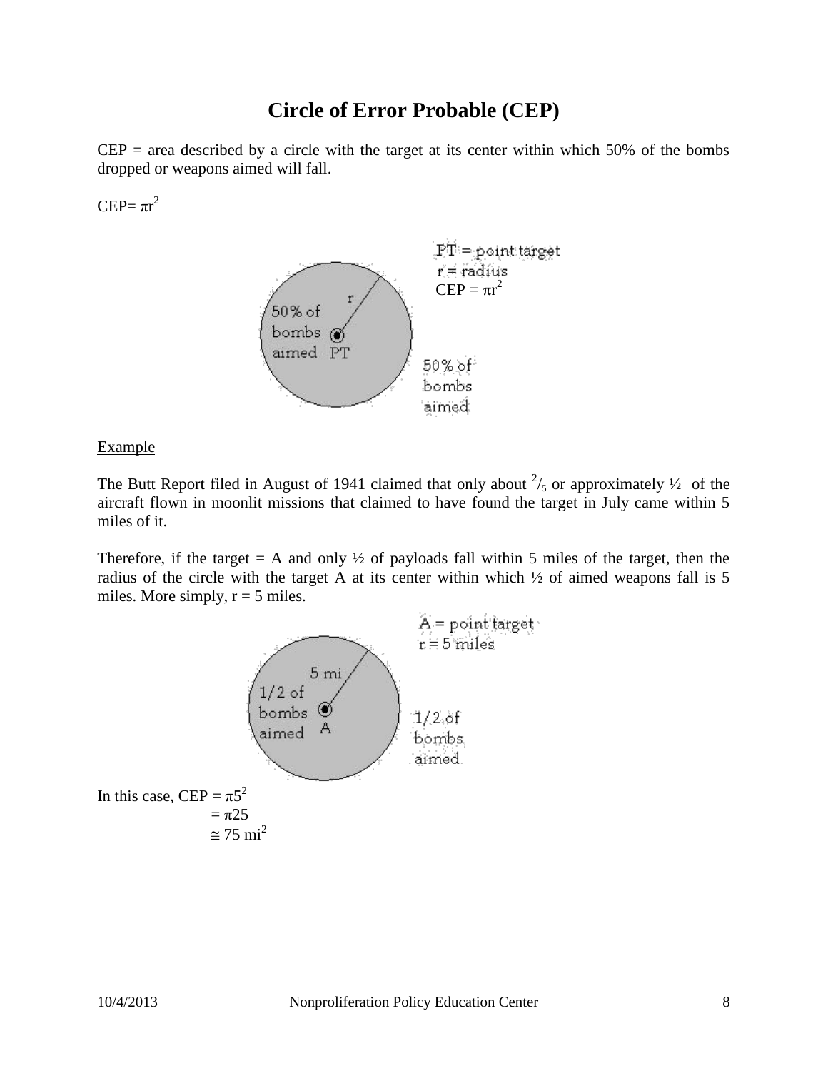# Circle of Error Probable (CEP)

CEP = area described by a circle with the target at its center within which 50% of the bombs dropped or weapons aimed will fall.

CEP= $\pi r^2$

PT = point target
r = radius
CEP = $\pi r^2$

50% of bombs aimed

50% of bombs aimed

Example

The Butt Report filed in August of 1941 claimed that only about $^2/_5$ or approximately ½ of the aircraft flown in moonlit missions that claimed to have found the target in July came within 5 miles of it.

Therefore, if the target = A and only ½ of payloads fall within 5 miles of the target, then the radius of the circle with the target A at its center within which ½ of aimed weapons fall is 5 miles. More simply, r = 5 miles.

A = point target
r = 5 miles

1/2 of bombs aimed

1/2 of bombs aimed

In this case, CEP = $\pi 5^2$
$= \pi 25$
$\cong 75$ mi$^2$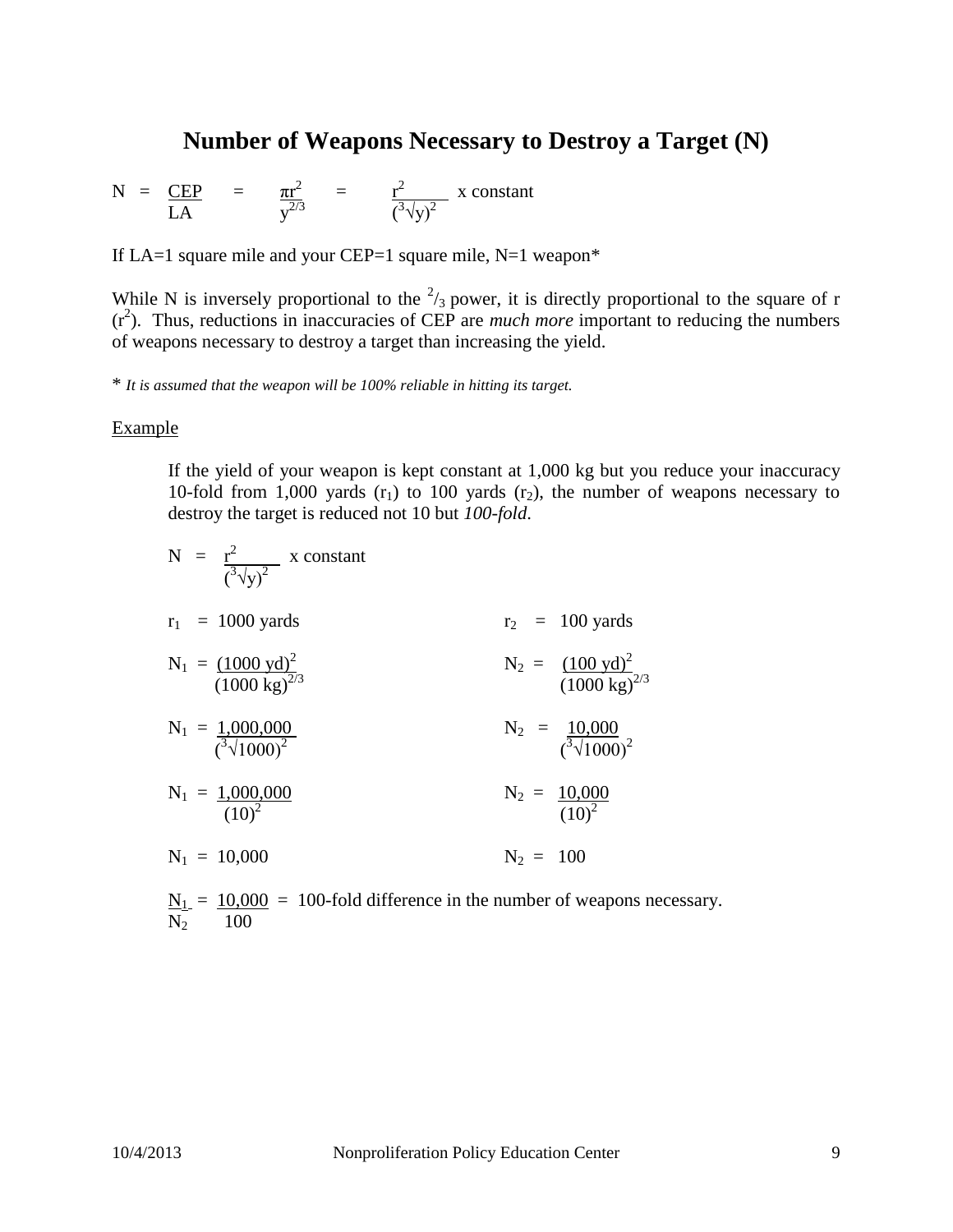# Number of Weapons Necessary to Destroy a Target (N)

$$N = \frac{CEP}{LA} = \frac{\pi r^2}{y^{2/3}} = \frac{r^2}{(\sqrt[3]{y})^2} \text{ x constant}$$

If LA=1 square mile and your CEP=1 square mile, N=1 weapon*

While N is inversely proportional to the $^2/_3$ power, it is directly proportional to the square of r ($r^2$). Thus, reductions in inaccuracies of CEP are *much more* important to reducing the numbers of weapons necessary to destroy a target than increasing the yield.

\* *It is assumed that the weapon will be 100% reliable in hitting its target.*

Example

If the yield of your weapon is kept constant at 1,000 kg but you reduce your inaccuracy 10-fold from 1,000 yards ($r_1$) to 100 yards ($r_2$), the number of weapons necessary to destroy the target is reduced not 10 but *100-fold*.

$$N = \frac{r^2}{(\sqrt[3]{y})^2} \text{ x constant}$$

$r_1$ = 1000 yards

$$N_1 = \frac{(1000 \text{ yd})^2}{(1000 \text{ kg})^{2/3}}$$

$$N_1 = \frac{1{,}000{,}000}{(\sqrt[3]{1000})^2}$$

$$N_1 = \frac{1{,}000{,}000}{(10)^2}$$

$$N_1 = 10{,}000$$

$r_2$ = 100 yards

$$N_2 = \frac{(100 \text{ yd})^2}{(1000 \text{ kg})^{2/3}}$$

$$N_2 = \frac{10{,}000}{(\sqrt[3]{1000})^2}$$

$$N_2 = \frac{10{,}000}{(10)^2}$$

$$N_2 = 100$$

$$\frac{N_1}{N_2} = \frac{10{,}000}{100}$$ = 100-fold difference in the number of weapons necessary.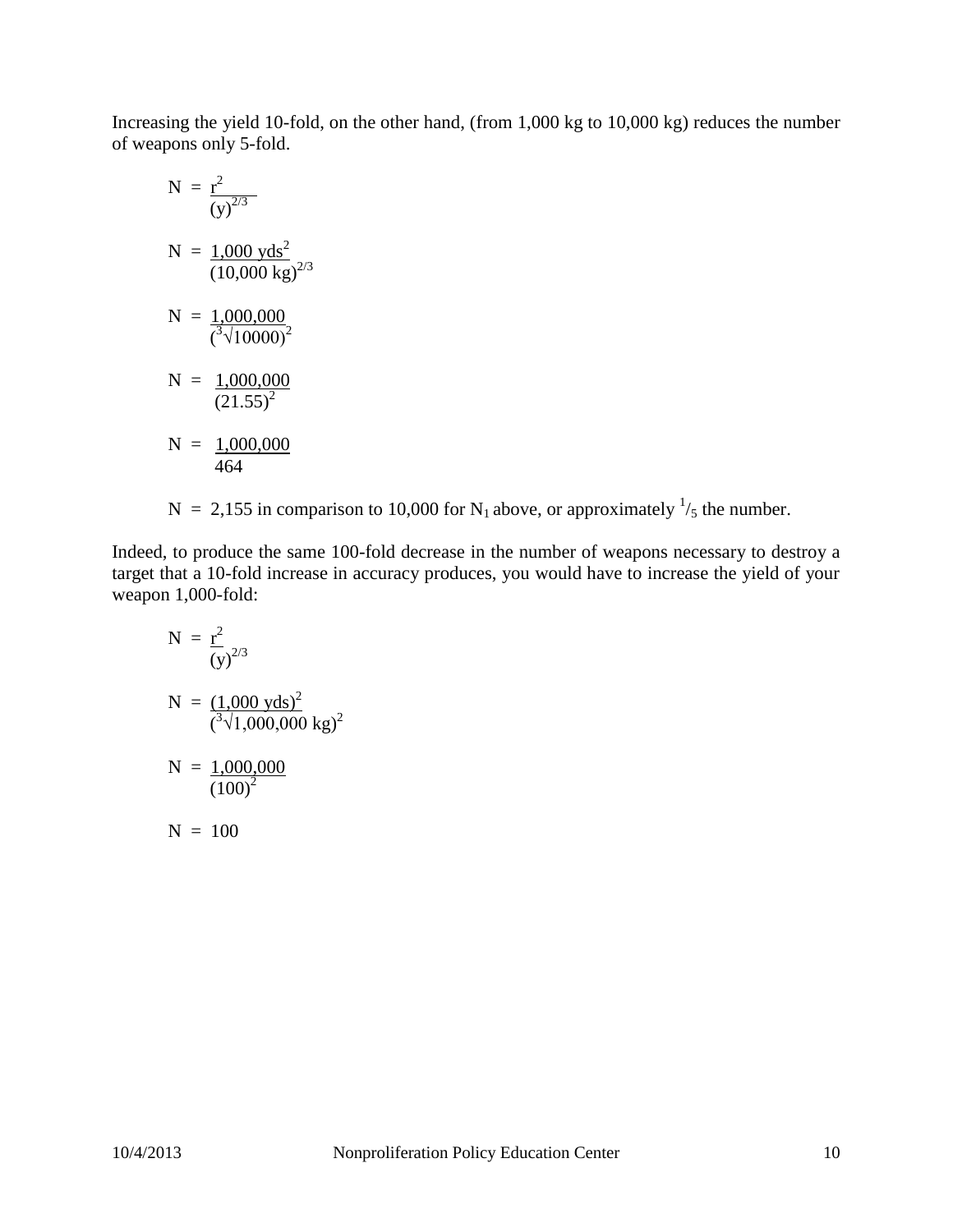Increasing the yield 10-fold, on the other hand, (from 1,000 kg to 10,000 kg) reduces the number of weapons only 5-fold.

$$N = \frac{r^2}{(y)^{2/3}}$$

$$N = \frac{1{,}000 \text{ yds}^2}{(10{,}000 \text{ kg})^{2/3}}$$

$$N = \frac{1{,}000{,}000}{(\sqrt[3]{10000})^2}$$

$$N = \frac{1{,}000{,}000}{(21.55)^2}$$

$$N = \frac{1{,}000{,}000}{464}$$

$N = 2{,}155$ in comparison to 10,000 for $N_1$ above, or approximately $^1/_5$ the number.

Indeed, to produce the same 100-fold decrease in the number of weapons necessary to destroy a target that a 10-fold increase in accuracy produces, you would have to increase the yield of your weapon 1,000-fold:

$$N = \frac{r^2}{(y)^{2/3}}$$

$$N = \frac{(1{,}000 \text{ yds})^2}{(\sqrt[3]{1{,}000{,}000} \text{ kg})^2}$$

$$N = \frac{1{,}000{,}000}{(100)^2}$$

$$N = 100$$